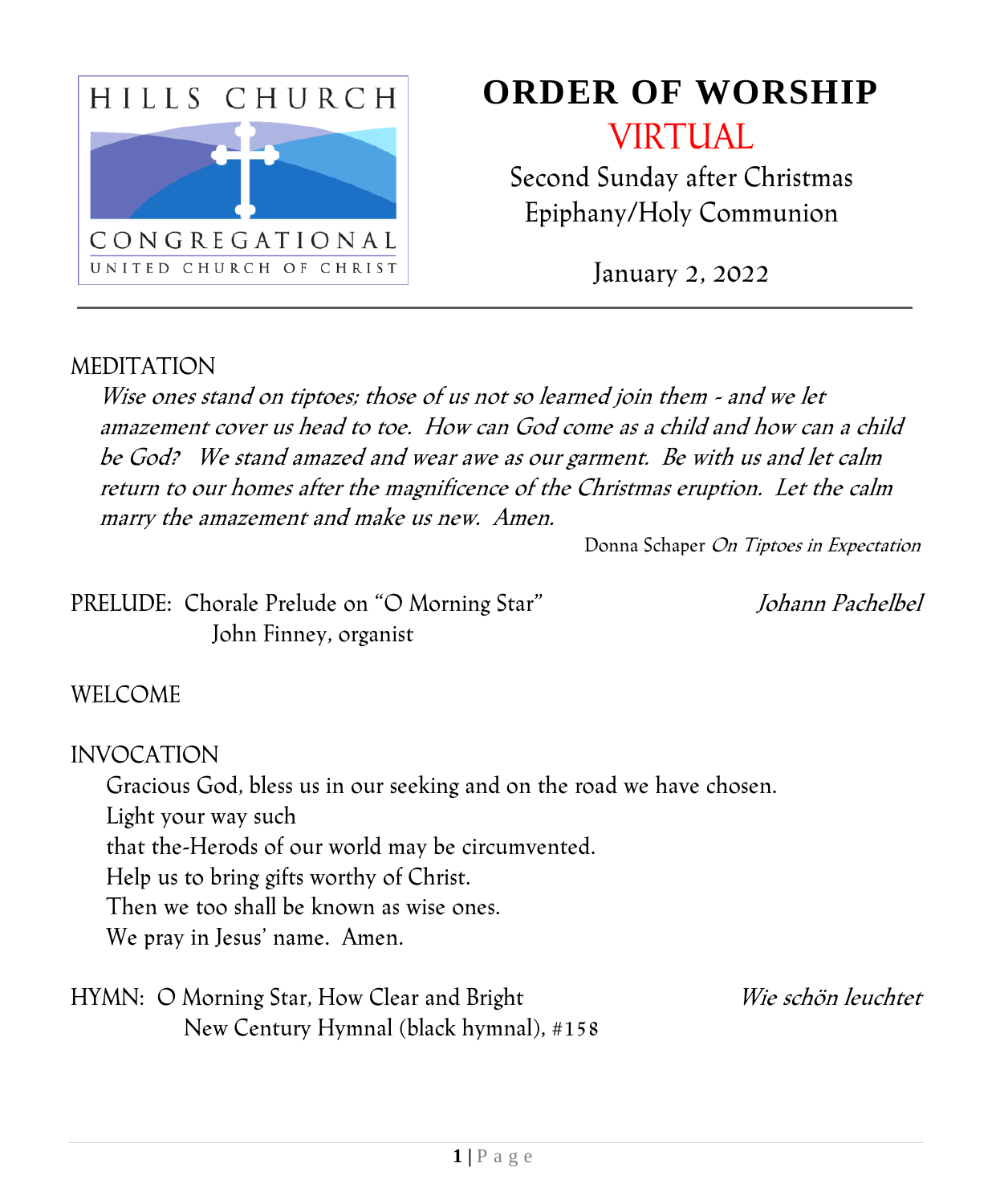HILLS CHURCH
CONGREGATIONAL
UNITED CHURCH OF CHRIST

# ORDER OF WORSHIP

## VIRTUAL

Second Sunday after Christmas
Epiphany/Holy Communion

January 2, 2022

---

MEDITATION

*Wise ones stand on tiptoes; those of us not so learned join them - and we let amazement cover us head to toe. How can God come as a child and how can a child be God? We stand amazed and wear awe as our garment. Be with us and let calm return to our homes after the magnificence of the Christmas eruption. Let the calm marry the amazement and make us new. Amen.*

Donna Schaper *On Tiptoes in Expectation*

PRELUDE: Chorale Prelude on "O Morning Star" *Johann Pachelbel*
John Finney, organist

WELCOME

INVOCATION

Gracious God, bless us in our seeking and on the road we have chosen.
Light your way such
that the-Herods of our world may be circumvented.
Help us to bring gifts worthy of Christ.
Then we too shall be known as wise ones.
We pray in Jesus' name. Amen.

HYMN: O Morning Star, How Clear and Bright *Wie schön leuchtet*
New Century Hymnal (black hymnal), #158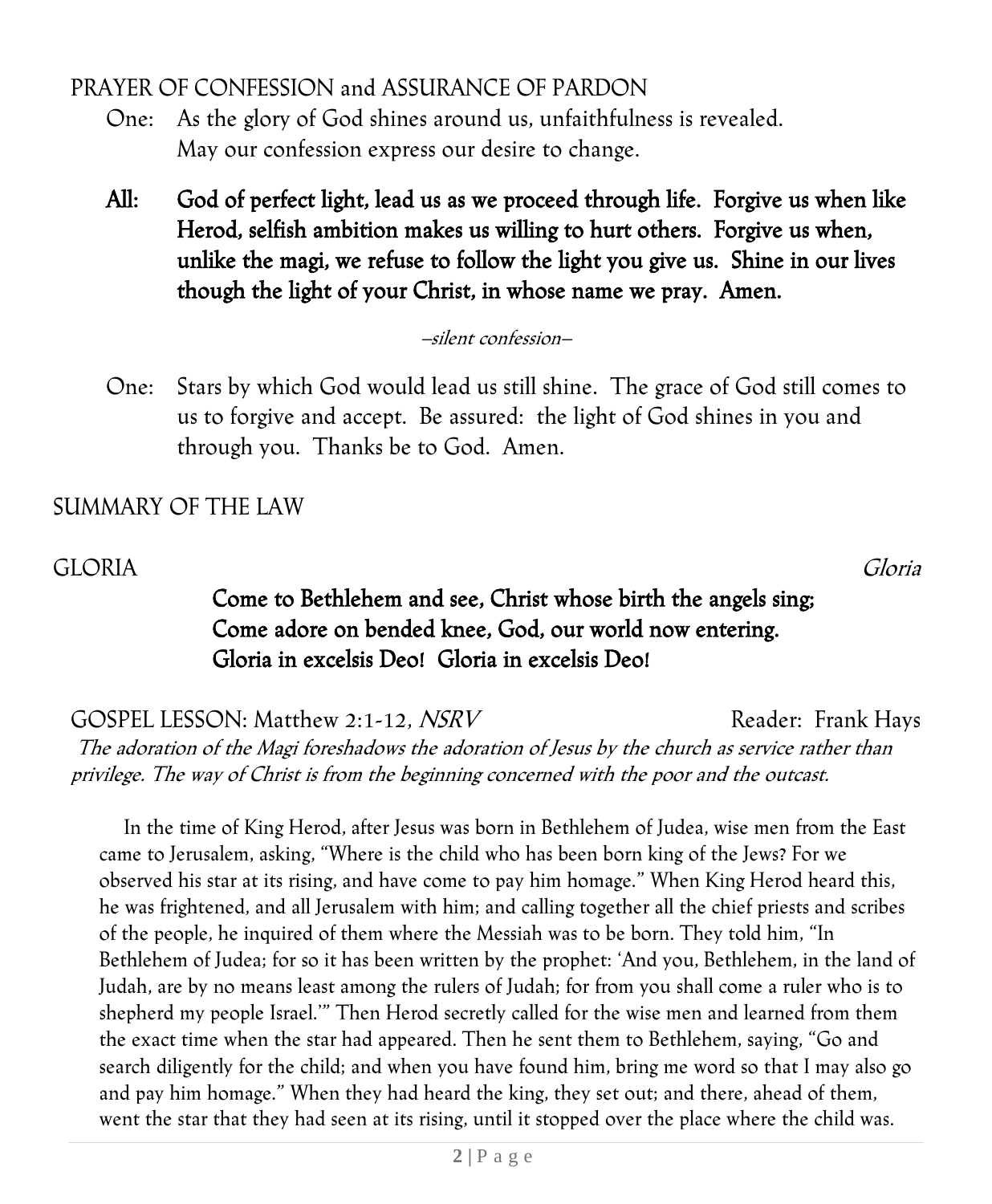## PRAYER OF CONFESSION and ASSURANCE OF PARDON

One: As the glory of God shines around us, unfaithfulness is revealed. May our confession express our desire to change.

**All: God of perfect light, lead us as we proceed through life. Forgive us when like Herod, selfish ambition makes us willing to hurt others. Forgive us when, unlike the magi, we refuse to follow the light you give us. Shine in our lives though the light of your Christ, in whose name we pray. Amen.**

*–silent confession–*

One: Stars by which God would lead us still shine. The grace of God still comes to us to forgive and accept. Be assured: the light of God shines in you and through you. Thanks be to God. Amen.

## SUMMARY OF THE LAW

## GLORIA *Gloria*

**Come to Bethlehem and see, Christ whose birth the angels sing;**
**Come adore on bended knee, God, our world now entering.**
**Gloria in excelsis Deo! Gloria in excelsis Deo!**

## GOSPEL LESSON: Matthew 2:1-12, *NSRV* Reader: Frank Hays

*The adoration of the Magi foreshadows the adoration of Jesus by the church as service rather than privilege. The way of Christ is from the beginning concerned with the poor and the outcast.*

In the time of King Herod, after Jesus was born in Bethlehem of Judea, wise men from the East came to Jerusalem, asking, "Where is the child who has been born king of the Jews? For we observed his star at its rising, and have come to pay him homage." When King Herod heard this, he was frightened, and all Jerusalem with him; and calling together all the chief priests and scribes of the people, he inquired of them where the Messiah was to be born. They told him, "In Bethlehem of Judea; for so it has been written by the prophet: 'And you, Bethlehem, in the land of Judah, are by no means least among the rulers of Judah; for from you shall come a ruler who is to shepherd my people Israel.'" Then Herod secretly called for the wise men and learned from them the exact time when the star had appeared. Then he sent them to Bethlehem, saying, "Go and search diligently for the child; and when you have found him, bring me word so that I may also go and pay him homage." When they had heard the king, they set out; and there, ahead of them, went the star that they had seen at its rising, until it stopped over the place where the child was.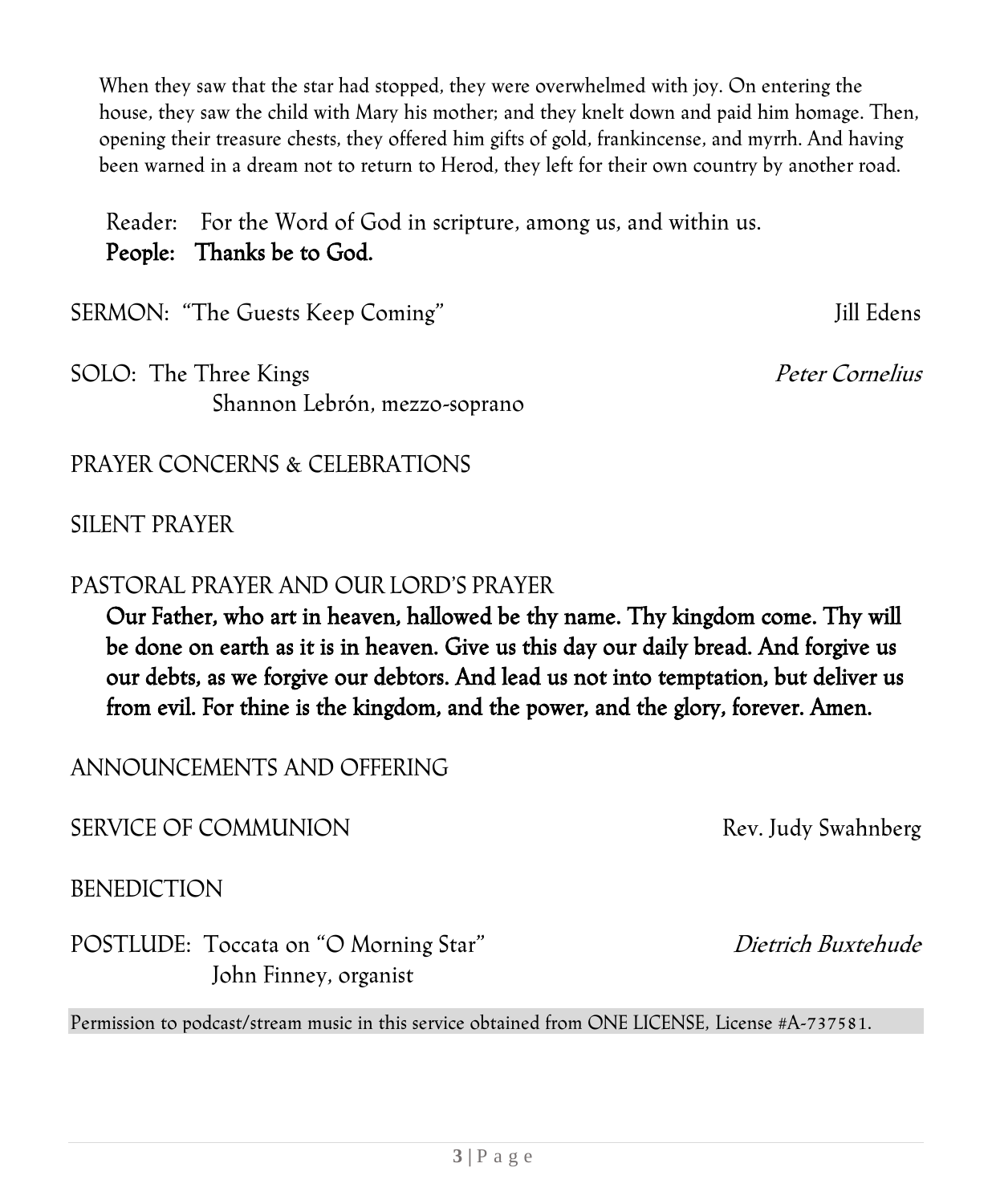When they saw that the star had stopped, they were overwhelmed with joy. On entering the house, they saw the child with Mary his mother; and they knelt down and paid him homage. Then, opening their treasure chests, they offered him gifts of gold, frankincense, and myrrh. And having been warned in a dream not to return to Herod, they left for their own country by another road.

Reader: For the Word of God in scripture, among us, and within us.
**People: Thanks be to God.**

SERMON: "The Guests Keep Coming" Jill Edens

SOLO: The Three Kings *Peter Cornelius*
Shannon Lebrón, mezzo-soprano

PRAYER CONCERNS & CELEBRATIONS

SILENT PRAYER

PASTORAL PRAYER AND OUR LORD'S PRAYER

**Our Father, who art in heaven, hallowed be thy name. Thy kingdom come. Thy will be done on earth as it is in heaven. Give us this day our daily bread. And forgive us our debts, as we forgive our debtors. And lead us not into temptation, but deliver us from evil. For thine is the kingdom, and the power, and the glory, forever. Amen.**

ANNOUNCEMENTS AND OFFERING

SERVICE OF COMMUNION Rev. Judy Swahnberg

BENEDICTION

POSTLUDE: Toccata on "O Morning Star" *Dietrich Buxtehude*
John Finney, organist

Permission to podcast/stream music in this service obtained from ONE LICENSE, License #A-737581.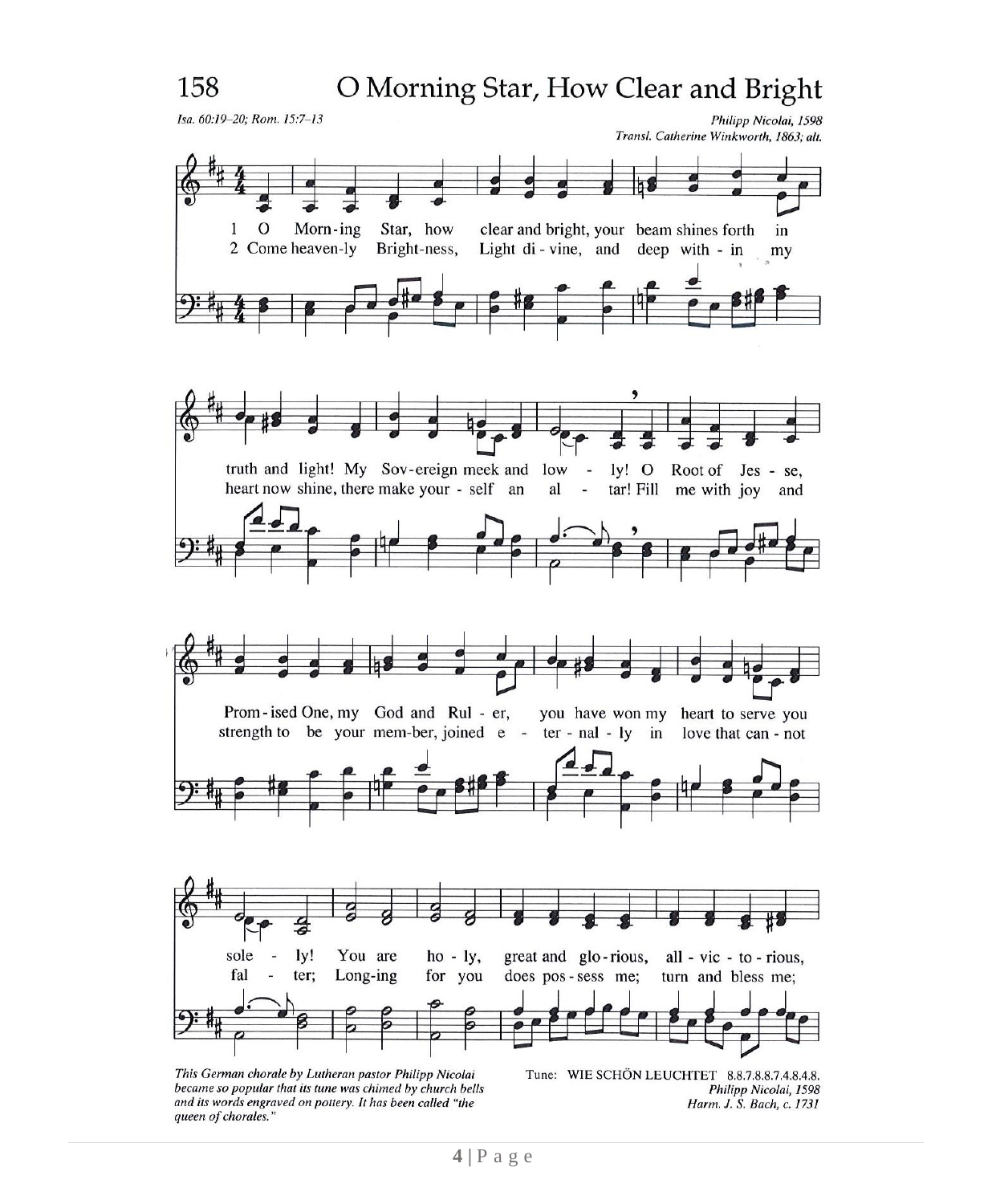# 158 O Morning Star, How Clear and Bright

*Isa. 60:19–20; Rom. 15:7–13*

*Philipp Nicolai, 1598*
*Transl. Catherine Winkworth, 1863; alt.*

1 O Morn-ing Star, how clear and bright, your beam shines forth in truth and light! My Sov-ereign meek and low - ly! O Root of Jes - se, Prom - ised One, my God and Rul - er, you have won my heart to serve you sole - ly! You are ho - ly, great and glo - rious, all - vic - to - rious,

2 Come heaven-ly Bright-ness, Light di - vine, and deep with - in my heart now shine, there make your - self an al - tar! Fill me with joy and strength to be your mem-ber, joined e - ter - nal - ly in love that can - not fal - ter; Long-ing for you does pos - sess me; turn and bless me;

*This German chorale by Lutheran pastor Philipp Nicolai became so popular that its tune was chimed by church bells and its words engraved on pottery. It has been called "the queen of chorales."*

Tune: WIE SCHÖN LEUCHTET 8.8.7.8.8.7.4.8.4.8.
*Philipp Nicolai, 1598*
*Harm. J. S. Bach, c. 1731*